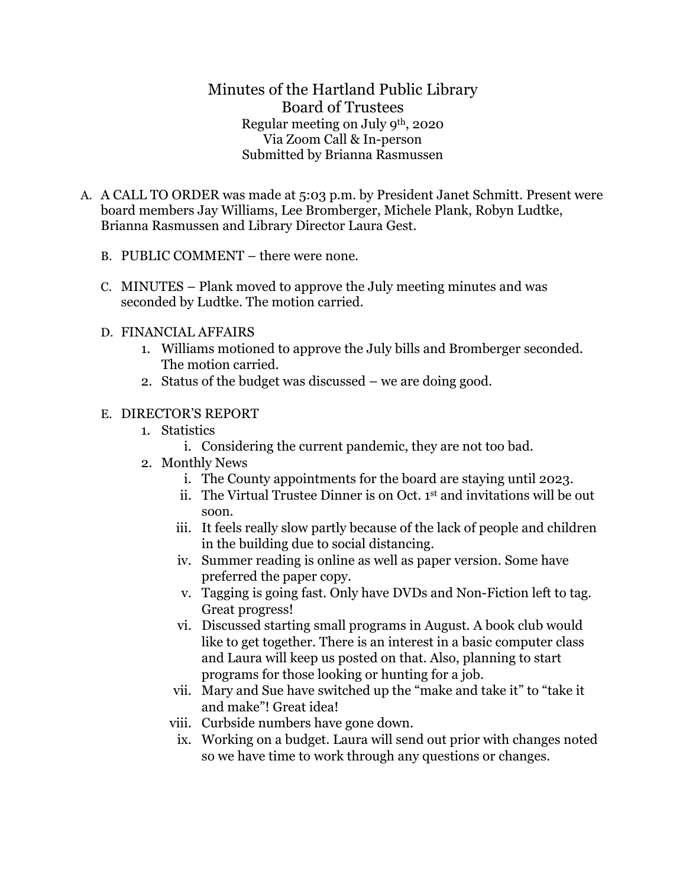# Minutes of the Hartland Public Library
## Board of Trustees

Regular meeting on July 9th, 2020
Via Zoom Call & In-person
Submitted by Brianna Rasmussen

A. A CALL TO ORDER was made at 5:03 p.m. by President Janet Schmitt. Present were board members Jay Williams, Lee Bromberger, Michele Plank, Robyn Ludtke, Brianna Rasmussen and Library Director Laura Gest.

B. PUBLIC COMMENT – there were none.

C. MINUTES – Plank moved to approve the July meeting minutes and was seconded by Ludtke. The motion carried.

D. FINANCIAL AFFAIRS
   1. Williams motioned to approve the July bills and Bromberger seconded. The motion carried.
   2. Status of the budget was discussed – we are doing good.

E. DIRECTOR'S REPORT
   1. Statistics
      i. Considering the current pandemic, they are not too bad.
   2. Monthly News
      i. The County appointments for the board are staying until 2023.
      ii. The Virtual Trustee Dinner is on Oct. 1st and invitations will be out soon.
      iii. It feels really slow partly because of the lack of people and children in the building due to social distancing.
      iv. Summer reading is online as well as paper version. Some have preferred the paper copy.
      v. Tagging is going fast. Only have DVDs and Non-Fiction left to tag. Great progress!
      vi. Discussed starting small programs in August. A book club would like to get together. There is an interest in a basic computer class and Laura will keep us posted on that. Also, planning to start programs for those looking or hunting for a job.
      vii. Mary and Sue have switched up the "make and take it" to "take it and make"! Great idea!
      viii. Curbside numbers have gone down.
      ix. Working on a budget. Laura will send out prior with changes noted so we have time to work through any questions or changes.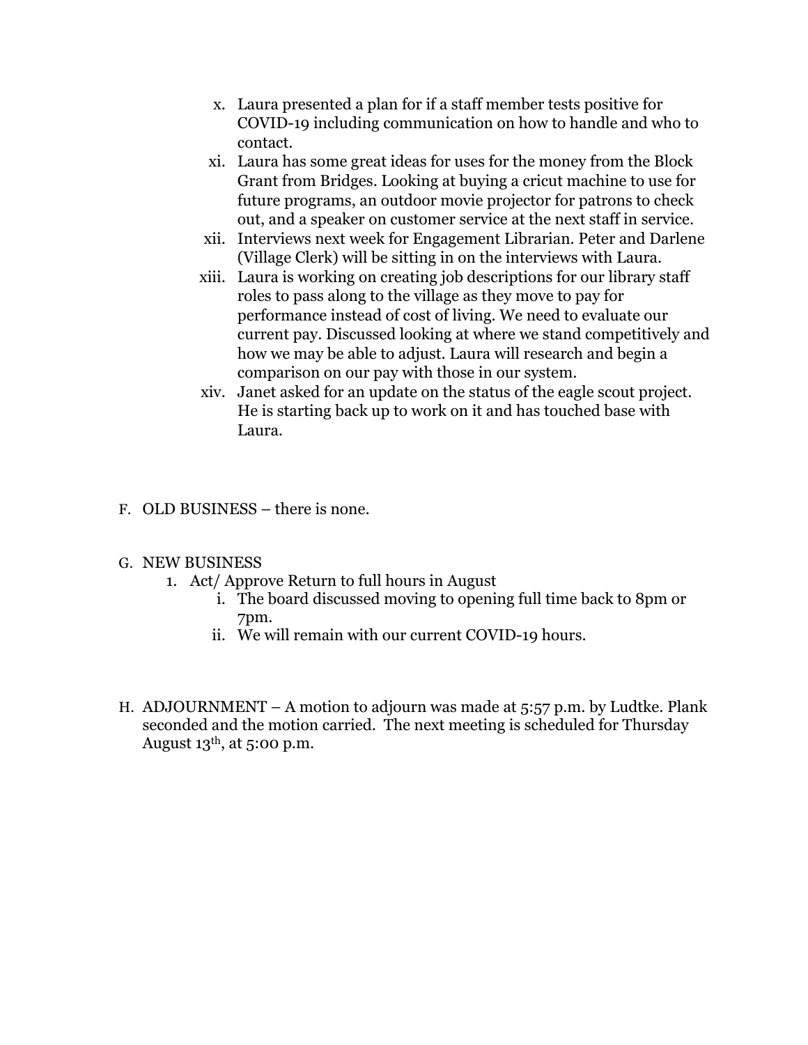x. Laura presented a plan for if a staff member tests positive for COVID-19 including communication on how to handle and who to contact.

xi. Laura has some great ideas for uses for the money from the Block Grant from Bridges. Looking at buying a cricut machine to use for future programs, an outdoor movie projector for patrons to check out, and a speaker on customer service at the next staff in service.

xii. Interviews next week for Engagement Librarian. Peter and Darlene (Village Clerk) will be sitting in on the interviews with Laura.

xiii. Laura is working on creating job descriptions for our library staff roles to pass along to the village as they move to pay for performance instead of cost of living. We need to evaluate our current pay. Discussed looking at where we stand competitively and how we may be able to adjust. Laura will research and begin a comparison on our pay with those in our system.

xiv. Janet asked for an update on the status of the eagle scout project. He is starting back up to work on it and has touched base with Laura.

F. OLD BUSINESS – there is none.

G. NEW BUSINESS

1. Act/ Approve Return to full hours in August
   - i. The board discussed moving to opening full time back to 8pm or 7pm.
   - ii. We will remain with our current COVID-19 hours.

H. ADJOURNMENT – A motion to adjourn was made at 5:57 p.m. by Ludtke. Plank seconded and the motion carried. The next meeting is scheduled for Thursday August 13th, at 5:00 p.m.